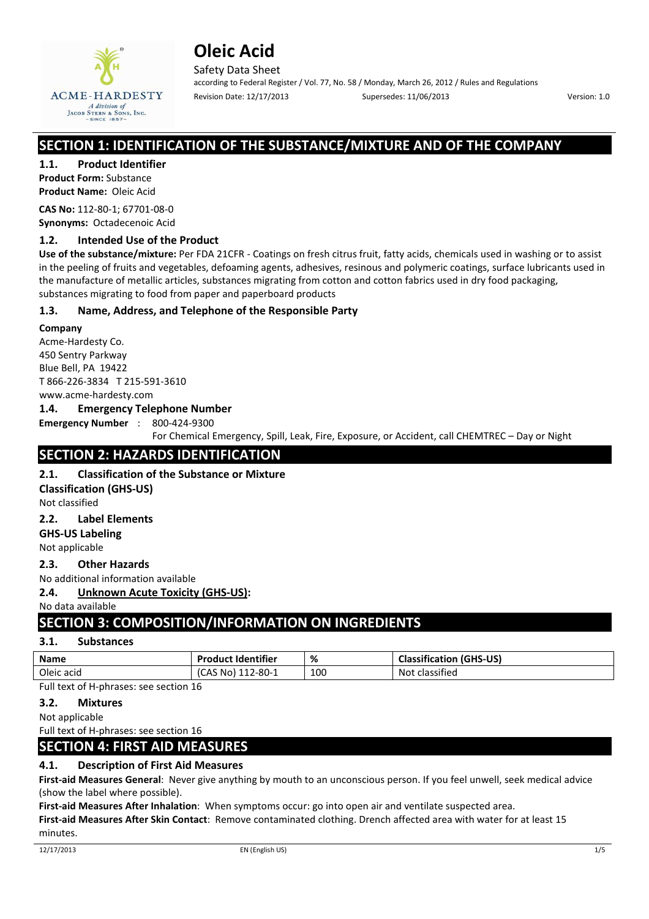# Oleic Acid

Safety Data Sheet

according to Federal Register / Vol. 77, No. 58 / Monday, March 26, 2012 / Rules and Regulations

Revision Date: 12/17/2013    Supersedes: 11/06/2013    Version: 1.0

## SECTION 1: IDENTIFICATION OF THE SUBSTANCE/MIXTURE AND OF THE COMPANY

### 1.1. Product Identifier

**Product Form:** Substance

**Product Name:** Oleic Acid

**CAS No:** 112-80-1; 67701-08-0

**Synonyms:** Octadecenoic Acid

### 1.2. Intended Use of the Product

**Use of the substance/mixture:** Per FDA 21CFR - Coatings on fresh citrus fruit, fatty acids, chemicals used in washing or to assist in the peeling of fruits and vegetables, defoaming agents, adhesives, resinous and polymeric coatings, surface lubricants used in the manufacture of metallic articles, substances migrating from cotton and cotton fabrics used in dry food packaging, substances migrating to food from paper and paperboard products

### 1.3. Name, Address, and Telephone of the Responsible Party

**Company**

Acme-Hardesty Co.
450 Sentry Parkway
Blue Bell, PA 19422
T 866-226-3834 T 215-591-3610
www.acme-hardesty.com

### 1.4. Emergency Telephone Number

**Emergency Number** : 800-424-9300
For Chemical Emergency, Spill, Leak, Fire, Exposure, or Accident, call CHEMTREC – Day or Night

## SECTION 2: HAZARDS IDENTIFICATION

### 2.1. Classification of the Substance or Mixture

**Classification (GHS-US)**

Not classified

### 2.2. Label Elements

**GHS-US Labeling**

Not applicable

### 2.3. Other Hazards

No additional information available

### 2.4. Unknown Acute Toxicity (GHS-US):

No data available

## SECTION 3: COMPOSITION/INFORMATION ON INGREDIENTS

### 3.1. Substances

| Name | Product Identifier | % | Classification (GHS-US) |
|---|---|---|---|
| Oleic acid | (CAS No) 112-80-1 | 100 | Not classified |

Full text of H-phrases: see section 16

### 3.2. Mixtures

Not applicable

Full text of H-phrases: see section 16

## SECTION 4: FIRST AID MEASURES

### 4.1. Description of First Aid Measures

**First-aid Measures General**: Never give anything by mouth to an unconscious person. If you feel unwell, seek medical advice (show the label where possible).

**First-aid Measures After Inhalation**: When symptoms occur: go into open air and ventilate suspected area.

**First-aid Measures After Skin Contact**: Remove contaminated clothing. Drench affected area with water for at least 15 minutes.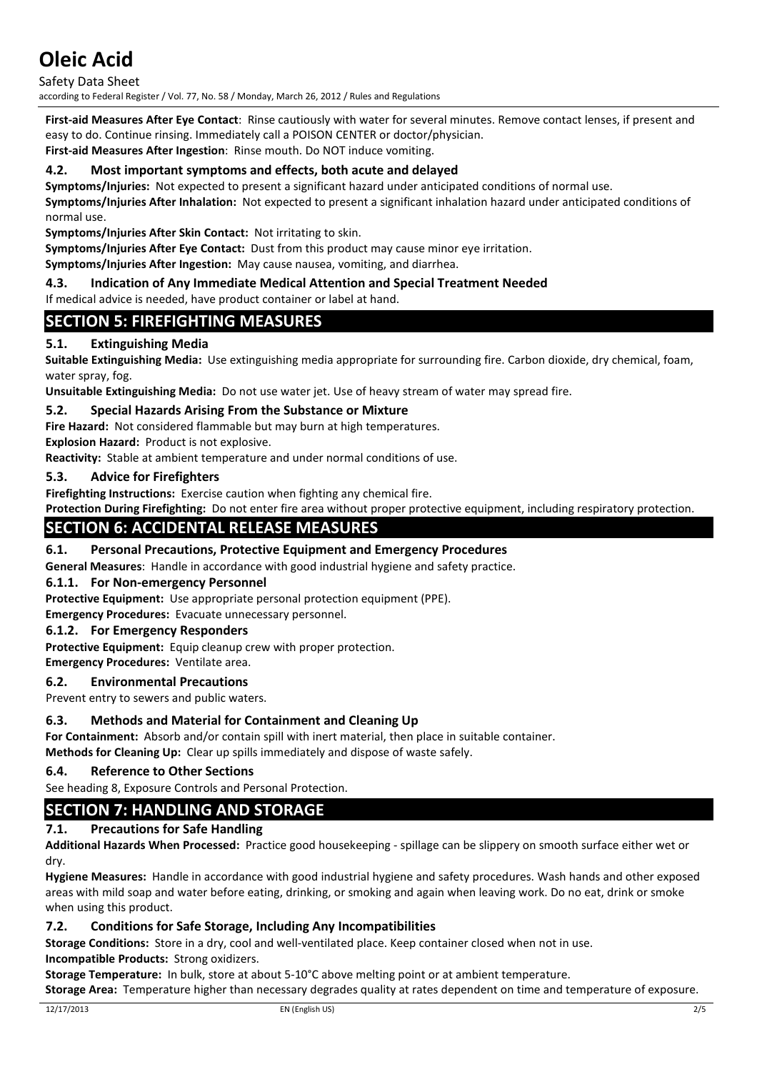**First-aid Measures After Eye Contact**: Rinse cautiously with water for several minutes. Remove contact lenses, if present and easy to do. Continue rinsing. Immediately call a POISON CENTER or doctor/physician.

**First-aid Measures After Ingestion**: Rinse mouth. Do NOT induce vomiting.

### 4.2. Most important symptoms and effects, both acute and delayed

**Symptoms/Injuries:** Not expected to present a significant hazard under anticipated conditions of normal use.

**Symptoms/Injuries After Inhalation:** Not expected to present a significant inhalation hazard under anticipated conditions of normal use.

**Symptoms/Injuries After Skin Contact:** Not irritating to skin.

**Symptoms/Injuries After Eye Contact:** Dust from this product may cause minor eye irritation.

**Symptoms/Injuries After Ingestion:** May cause nausea, vomiting, and diarrhea.

### 4.3. Indication of Any Immediate Medical Attention and Special Treatment Needed

If medical advice is needed, have product container or label at hand.

## SECTION 5: FIREFIGHTING MEASURES

### 5.1. Extinguishing Media

**Suitable Extinguishing Media:** Use extinguishing media appropriate for surrounding fire. Carbon dioxide, dry chemical, foam, water spray, fog.

**Unsuitable Extinguishing Media:** Do not use water jet. Use of heavy stream of water may spread fire.

### 5.2. Special Hazards Arising From the Substance or Mixture

**Fire Hazard:** Not considered flammable but may burn at high temperatures.

**Explosion Hazard:** Product is not explosive.

**Reactivity:** Stable at ambient temperature and under normal conditions of use.

### 5.3. Advice for Firefighters

**Firefighting Instructions:** Exercise caution when fighting any chemical fire.

**Protection During Firefighting:** Do not enter fire area without proper protective equipment, including respiratory protection.

## SECTION 6: ACCIDENTAL RELEASE MEASURES

### 6.1. Personal Precautions, Protective Equipment and Emergency Procedures

**General Measures**: Handle in accordance with good industrial hygiene and safety practice.

#### 6.1.1. For Non-emergency Personnel

**Protective Equipment:** Use appropriate personal protection equipment (PPE).

**Emergency Procedures:** Evacuate unnecessary personnel.

#### 6.1.2. For Emergency Responders

**Protective Equipment:** Equip cleanup crew with proper protection.

**Emergency Procedures:** Ventilate area.

### 6.2. Environmental Precautions

Prevent entry to sewers and public waters.

### 6.3. Methods and Material for Containment and Cleaning Up

**For Containment:** Absorb and/or contain spill with inert material, then place in suitable container.

**Methods for Cleaning Up:** Clear up spills immediately and dispose of waste safely.

### 6.4. Reference to Other Sections

See heading 8, Exposure Controls and Personal Protection.

## SECTION 7: HANDLING AND STORAGE

### 7.1. Precautions for Safe Handling

**Additional Hazards When Processed:** Practice good housekeeping - spillage can be slippery on smooth surface either wet or dry.

**Hygiene Measures:** Handle in accordance with good industrial hygiene and safety procedures. Wash hands and other exposed areas with mild soap and water before eating, drinking, or smoking and again when leaving work. Do no eat, drink or smoke when using this product.

### 7.2. Conditions for Safe Storage, Including Any Incompatibilities

**Storage Conditions:** Store in a dry, cool and well-ventilated place. Keep container closed when not in use.

**Incompatible Products:** Strong oxidizers.

**Storage Temperature:** In bulk, store at about 5-10°C above melting point or at ambient temperature.

**Storage Area:** Temperature higher than necessary degrades quality at rates dependent on time and temperature of exposure.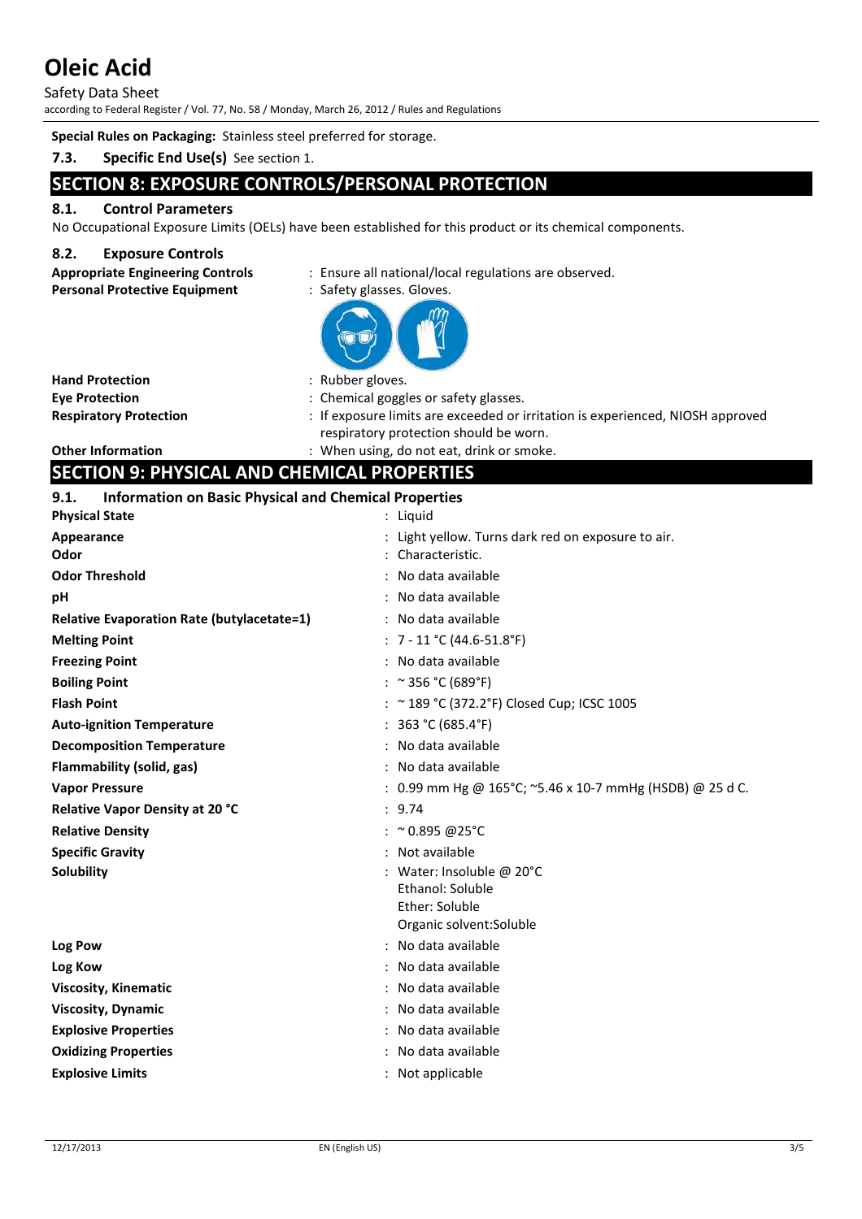**Special Rules on Packaging:** Stainless steel preferred for storage.

**7.3. Specific End Use(s)** See section 1.

## SECTION 8: EXPOSURE CONTROLS/PERSONAL PROTECTION

### 8.1. Control Parameters

No Occupational Exposure Limits (OELs) have been established for this product or its chemical components.

### 8.2. Exposure Controls

**Appropriate Engineering Controls** : Ensure all national/local regulations are observed.

**Personal Protective Equipment** : Safety glasses. Gloves.

**Hand Protection** : Rubber gloves.

**Eye Protection** : Chemical goggles or safety glasses.

**Respiratory Protection** : If exposure limits are exceeded or irritation is experienced, NIOSH approved respiratory protection should be worn.

**Other Information** : When using, do not eat, drink or smoke.

## SECTION 9: PHYSICAL AND CHEMICAL PROPERTIES

### 9.1. Information on Basic Physical and Chemical Properties

| Property | Value |
|---|---|
| **Physical State** | Liquid |
| **Appearance** | Light yellow. Turns dark red on exposure to air. |
| **Odor** | Characteristic. |
| **Odor Threshold** | No data available |
| **pH** | No data available |
| **Relative Evaporation Rate (butylacetate=1)** | No data available |
| **Melting Point** | 7 - 11 °C (44.6-51.8°F) |
| **Freezing Point** | No data available |
| **Boiling Point** | ~ 356 °C (689°F) |
| **Flash Point** | ~ 189 °C (372.2°F) Closed Cup; ICSC 1005 |
| **Auto-ignition Temperature** | 363 °C (685.4°F) |
| **Decomposition Temperature** | No data available |
| **Flammability (solid, gas)** | No data available |
| **Vapor Pressure** | 0.99 mm Hg @ 165°C; ~5.46 x 10-7 mmHg (HSDB) @ 25 d C. |
| **Relative Vapor Density at 20 °C** | 9.74 |
| **Relative Density** | ~ 0.895 @25°C |
| **Specific Gravity** | Not available |
| **Solubility** | Water: Insoluble @ 20°C<br>Ethanol: Soluble<br>Ether: Soluble<br>Organic solvent:Soluble |
| **Log Pow** | No data available |
| **Log Kow** | No data available |
| **Viscosity, Kinematic** | No data available |
| **Viscosity, Dynamic** | No data available |
| **Explosive Properties** | No data available |
| **Oxidizing Properties** | No data available |
| **Explosive Limits** | Not applicable |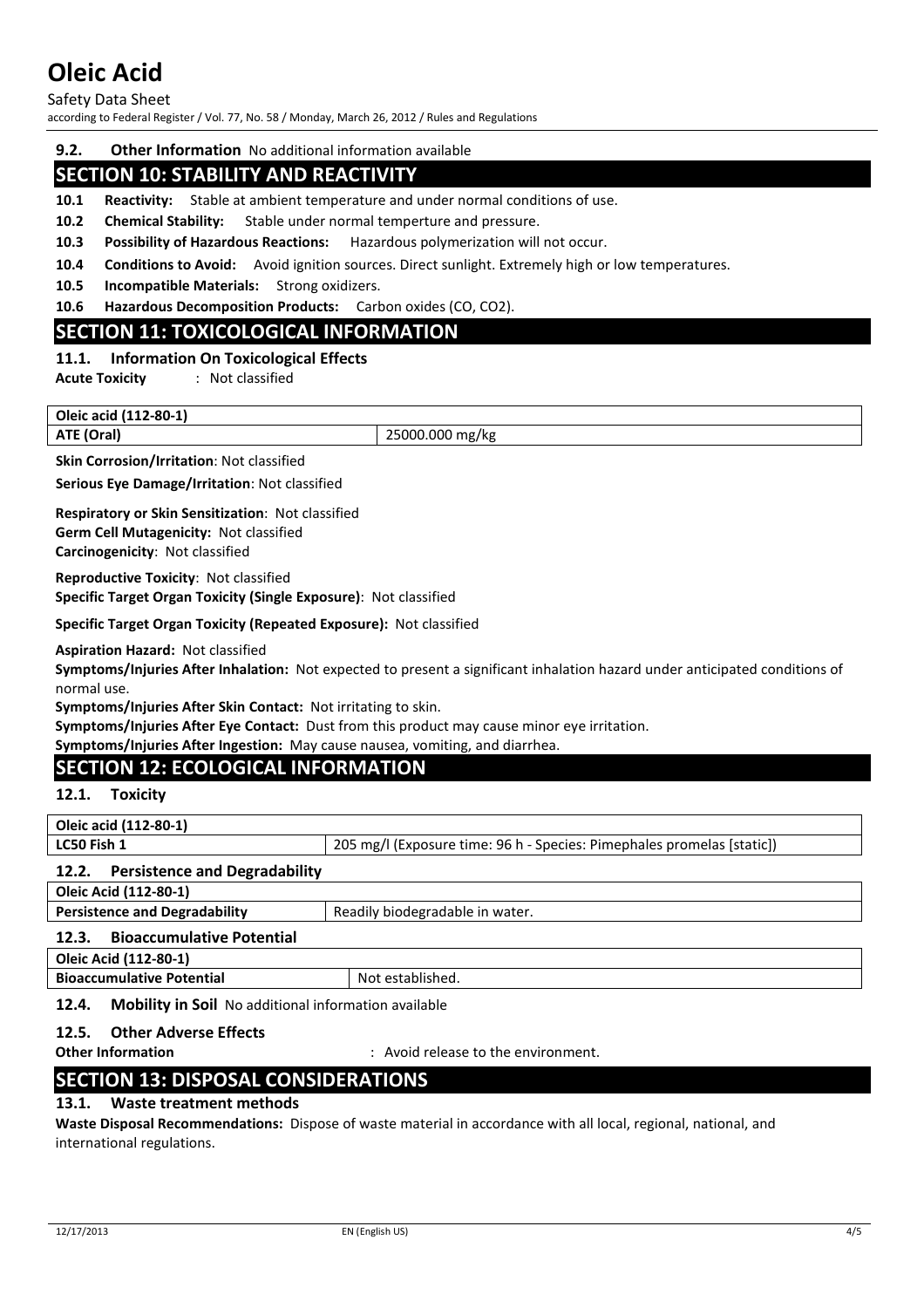**9.2. Other Information** No additional information available

## SECTION 10: STABILITY AND REACTIVITY

**10.1 Reactivity:** Stable at ambient temperature and under normal conditions of use.

**10.2 Chemical Stability:** Stable under normal temperture and pressure.

**10.3 Possibility of Hazardous Reactions:** Hazardous polymerization will not occur.

**10.4 Conditions to Avoid:** Avoid ignition sources. Direct sunlight. Extremely high or low temperatures.

**10.5 Incompatible Materials:** Strong oxidizers.

**10.6 Hazardous Decomposition Products:** Carbon oxides (CO, $CO_2$).

## SECTION 11: TOXICOLOGICAL INFORMATION

### 11.1. Information On Toxicological Effects

**Acute Toxicity** : Not classified

| Oleic acid (112-80-1) | |
|---|---|
| **ATE (Oral)** | 25000.000 mg/kg |

**Skin Corrosion/Irritation**: Not classified

**Serious Eye Damage/Irritation**: Not classified

**Respiratory or Skin Sensitization**: Not classified

**Germ Cell Mutagenicity:** Not classified

**Carcinogenicity**: Not classified

**Reproductive Toxicity**: Not classified

**Specific Target Organ Toxicity (Single Exposure)**: Not classified

**Specific Target Organ Toxicity (Repeated Exposure):** Not classified

**Aspiration Hazard:** Not classified

**Symptoms/Injuries After Inhalation:** Not expected to present a significant inhalation hazard under anticipated conditions of normal use.

**Symptoms/Injuries After Skin Contact:** Not irritating to skin.

**Symptoms/Injuries After Eye Contact:** Dust from this product may cause minor eye irritation.

**Symptoms/Injuries After Ingestion:** May cause nausea, vomiting, and diarrhea.

## SECTION 12: ECOLOGICAL INFORMATION

### 12.1. Toxicity

| Oleic acid (112-80-1) | |
|---|---|
| **LC50 Fish 1** | 205 mg/l (Exposure time: 96 h - Species: Pimephales promelas [static]) |

### 12.2. Persistence and Degradability

| Oleic Acid (112-80-1) | |
|---|---|
| **Persistence and Degradability** | Readily biodegradable in water. |

### 12.3. Bioaccumulative Potential

| Oleic Acid (112-80-1) | |
|---|---|
| **Bioaccumulative Potential** | Not established. |

**12.4. Mobility in Soil** No additional information available

### 12.5. Other Adverse Effects

**Other Information** : Avoid release to the environment.

## SECTION 13: DISPOSAL CONSIDERATIONS

### 13.1. Waste treatment methods

**Waste Disposal Recommendations:** Dispose of waste material in accordance with all local, regional, national, and international regulations.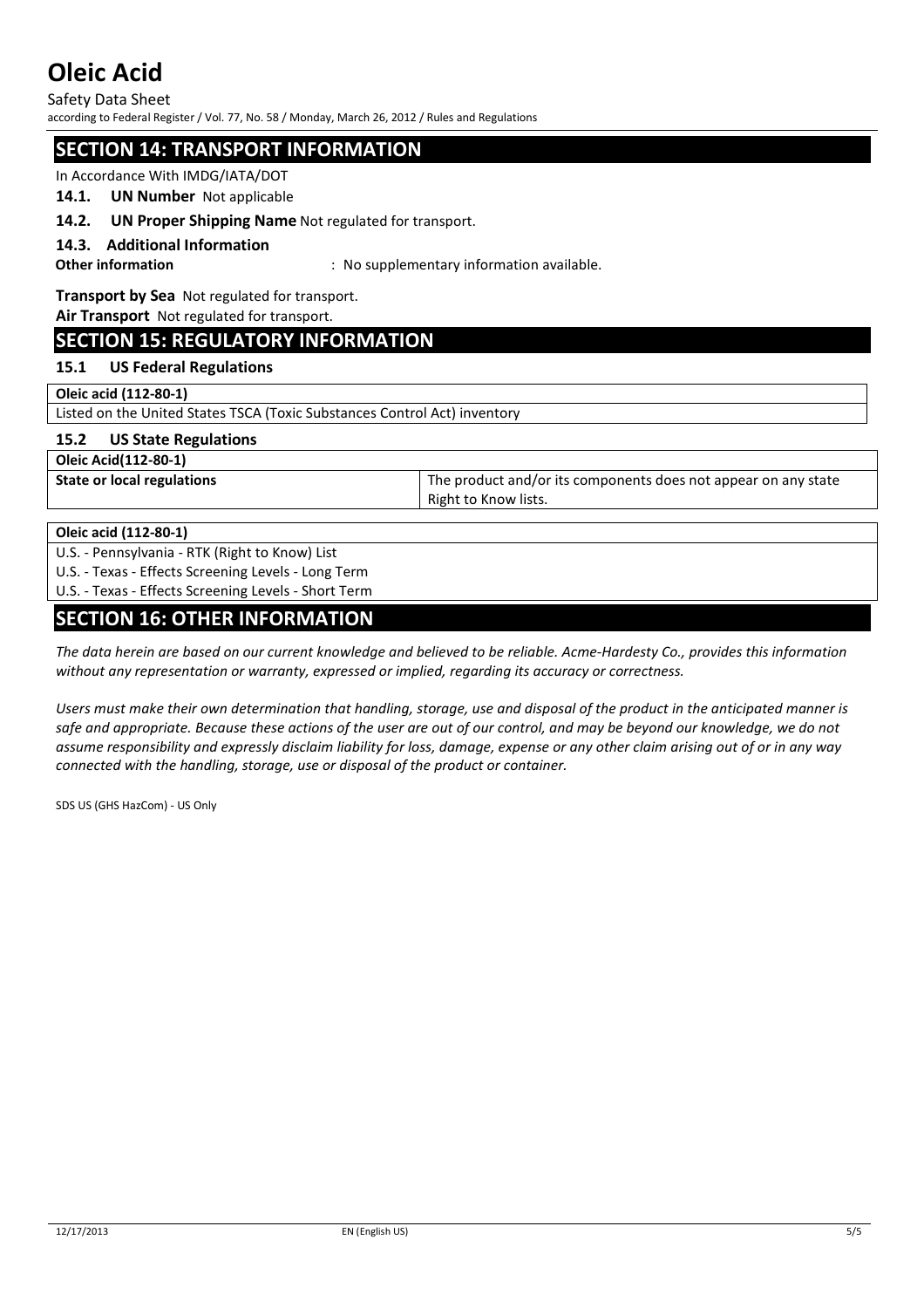## SECTION 14: TRANSPORT INFORMATION

In Accordance With IMDG/IATA/DOT

**14.1. UN Number** Not applicable

**14.2. UN Proper Shipping Name** Not regulated for transport.

**14.3. Additional Information**

**Other information** : No supplementary information available.

**Transport by Sea** Not regulated for transport.

**Air Transport** Not regulated for transport.

## SECTION 15: REGULATORY INFORMATION

### 15.1 US Federal Regulations

| **Oleic acid (112-80-1)** |
|---|
| Listed on the United States TSCA (Toxic Substances Control Act) inventory |

### 15.2 US State Regulations

| **Oleic Acid(112-80-1)** | |
|---|---|
| **State or local regulations** | The product and/or its components does not appear on any state Right to Know lists. |

| **Oleic acid (112-80-1)** |
|---|
| U.S. - Pennsylvania - RTK (Right to Know) List |
| U.S. - Texas - Effects Screening Levels - Long Term |
| U.S. - Texas - Effects Screening Levels - Short Term |

## SECTION 16: OTHER INFORMATION

*The data herein are based on our current knowledge and believed to be reliable. Acme-Hardesty Co., provides this information without any representation or warranty, expressed or implied, regarding its accuracy or correctness.*

*Users must make their own determination that handling, storage, use and disposal of the product in the anticipated manner is safe and appropriate. Because these actions of the user are out of our control, and may be beyond our knowledge, we do not assume responsibility and expressly disclaim liability for loss, damage, expense or any other claim arising out of or in any way connected with the handling, storage, use or disposal of the product or container.*

SDS US (GHS HazCom) - US Only